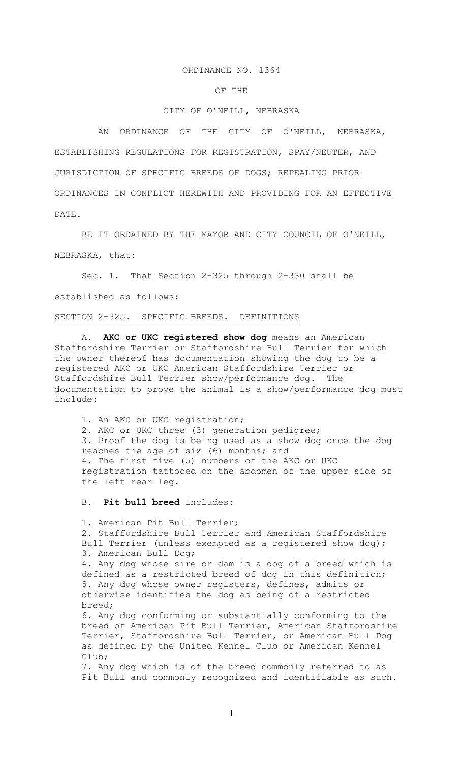ORDINANCE NO. 1364

OF THE

CITY OF O'NEILL, NEBRASKA

AN ORDINANCE OF THE CITY OF O'NEILL, NEBRASKA, ESTABLISHING REGULATIONS FOR REGISTRATION, SPAY/NEUTER, AND JURISDICTION OF SPECIFIC BREEDS OF DOGS; REPEALING PRIOR ORDINANCES IN CONFLICT HEREWITH AND PROVIDING FOR AN EFFECTIVE DATE.

BE IT ORDAINED BY THE MAYOR AND CITY COUNCIL OF O'NEILL, NEBRASKA, that:

Sec. 1. That Section 2-325 through 2-330 shall be established as follows:

<u>SECTION 2-325. SPECIFIC BREEDS. DEFINITIONS</u>

A. **AKC or UKC registered show dog** means an American Staffordshire Terrier or Staffordshire Bull Terrier for which the owner thereof has documentation showing the dog to be a registered AKC or UKC American Staffordshire Terrier or Staffordshire Bull Terrier show/performance dog. The documentation to prove the animal is a show/performance dog must include:

1. An AKC or UKC registration;
2. AKC or UKC three (3) generation pedigree;
3. Proof the dog is being used as a show dog once the dog reaches the age of six (6) months; and
4. The first five (5) numbers of the AKC or UKC registration tattooed on the abdomen of the upper side of the left rear leg.

B. **Pit bull breed** includes:

1. American Pit Bull Terrier;
2. Staffordshire Bull Terrier and American Staffordshire Bull Terrier (unless exempted as a registered show dog);
3. American Bull Dog;
4. Any dog whose sire or dam is a dog of a breed which is defined as a restricted breed of dog in this definition;
5. Any dog whose owner registers, defines, admits or otherwise identifies the dog as being of a restricted breed;
6. Any dog conforming or substantially conforming to the breed of American Pit Bull Terrier, American Staffordshire Terrier, Staffordshire Bull Terrier, or American Bull Dog as defined by the United Kennel Club or American Kennel Club;
7. Any dog which is of the breed commonly referred to as Pit Bull and commonly recognized and identifiable as such.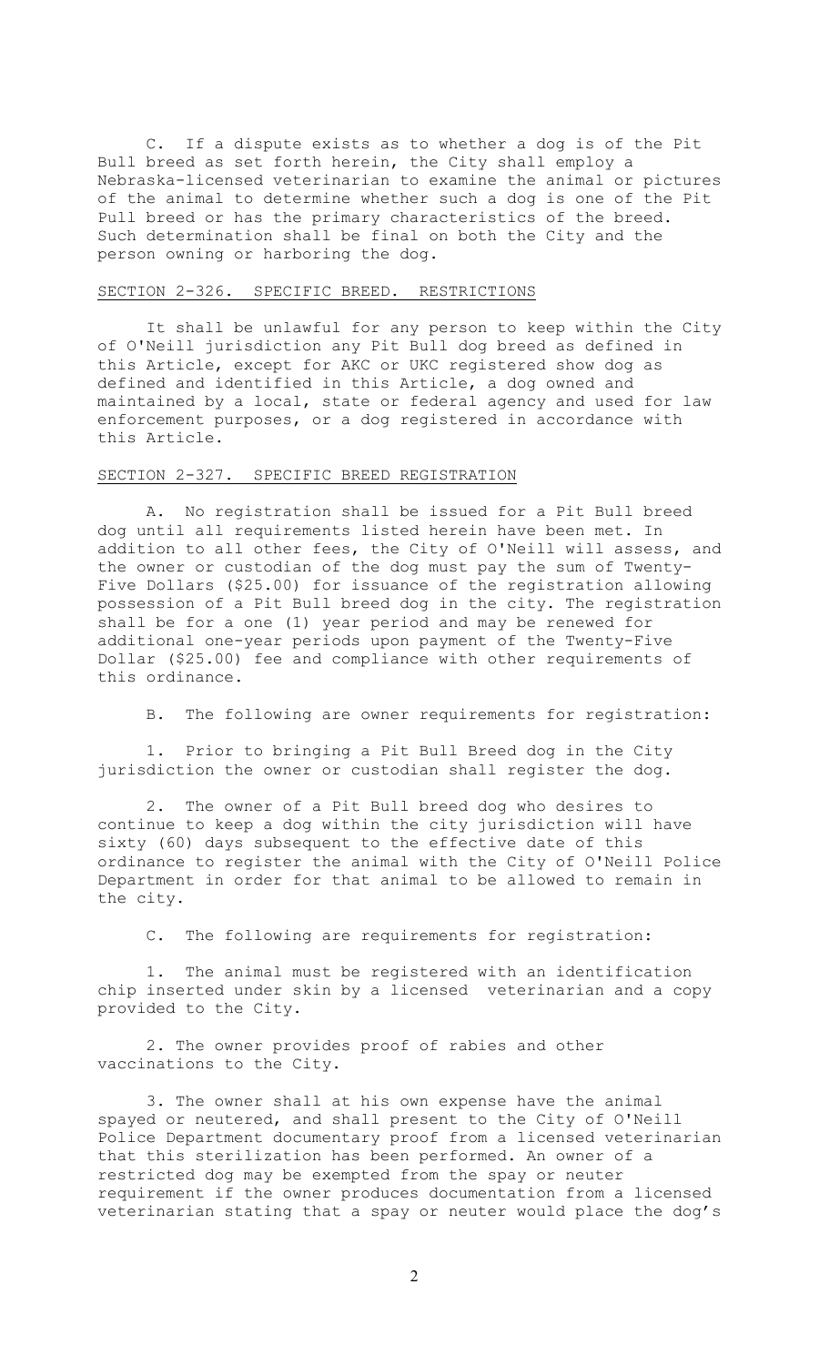C. If a dispute exists as to whether a dog is of the Pit Bull breed as set forth herein, the City shall employ a Nebraska-licensed veterinarian to examine the animal or pictures of the animal to determine whether such a dog is one of the Pit Pull breed or has the primary characteristics of the breed. Such determination shall be final on both the City and the person owning or harboring the dog.

## SECTION 2-326. SPECIFIC BREED. RESTRICTIONS

It shall be unlawful for any person to keep within the City of O'Neill jurisdiction any Pit Bull dog breed as defined in this Article, except for AKC or UKC registered show dog as defined and identified in this Article, a dog owned and maintained by a local, state or federal agency and used for law enforcement purposes, or a dog registered in accordance with this Article.

## SECTION 2-327. SPECIFIC BREED REGISTRATION

A. No registration shall be issued for a Pit Bull breed dog until all requirements listed herein have been met. In addition to all other fees, the City of O'Neill will assess, and the owner or custodian of the dog must pay the sum of Twenty-Five Dollars ($25.00) for issuance of the registration allowing possession of a Pit Bull breed dog in the city. The registration shall be for a one (1) year period and may be renewed for additional one-year periods upon payment of the Twenty-Five Dollar ($25.00) fee and compliance with other requirements of this ordinance.

B. The following are owner requirements for registration:

1. Prior to bringing a Pit Bull Breed dog in the City jurisdiction the owner or custodian shall register the dog.

2. The owner of a Pit Bull breed dog who desires to continue to keep a dog within the city jurisdiction will have sixty (60) days subsequent to the effective date of this ordinance to register the animal with the City of O'Neill Police Department in order for that animal to be allowed to remain in the city.

C. The following are requirements for registration:

1. The animal must be registered with an identification chip inserted under skin by a licensed veterinarian and a copy provided to the City.

2. The owner provides proof of rabies and other vaccinations to the City.

3. The owner shall at his own expense have the animal spayed or neutered, and shall present to the City of O'Neill Police Department documentary proof from a licensed veterinarian that this sterilization has been performed. An owner of a restricted dog may be exempted from the spay or neuter requirement if the owner produces documentation from a licensed veterinarian stating that a spay or neuter would place the dog's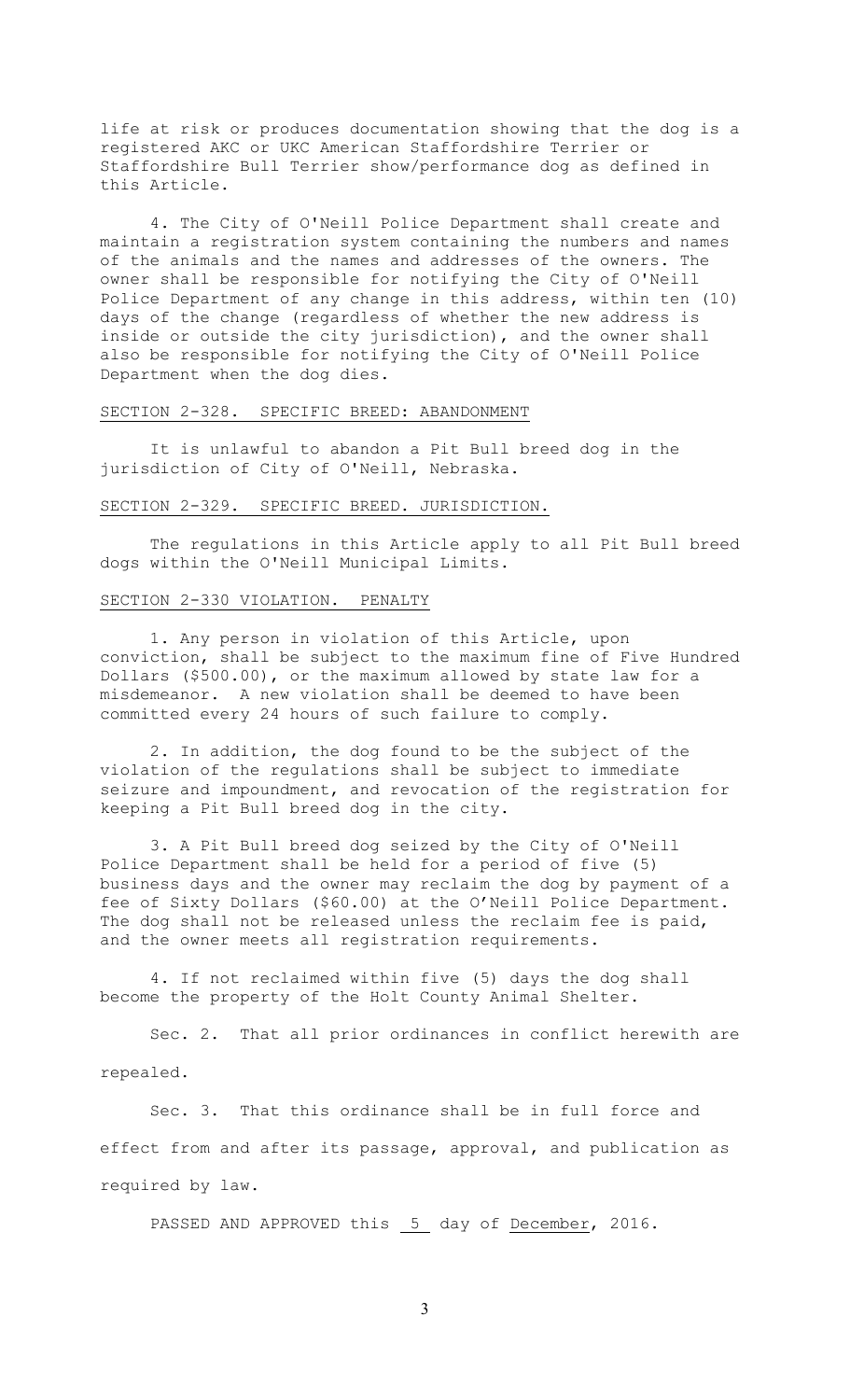life at risk or produces documentation showing that the dog is a registered AKC or UKC American Staffordshire Terrier or Staffordshire Bull Terrier show/performance dog as defined in this Article.

4. The City of O'Neill Police Department shall create and maintain a registration system containing the numbers and names of the animals and the names and addresses of the owners. The owner shall be responsible for notifying the City of O'Neill Police Department of any change in this address, within ten (10) days of the change (regardless of whether the new address is inside or outside the city jurisdiction), and the owner shall also be responsible for notifying the City of O'Neill Police Department when the dog dies.

SECTION 2-328. SPECIFIC BREED: ABANDONMENT

It is unlawful to abandon a Pit Bull breed dog in the jurisdiction of City of O'Neill, Nebraska.

SECTION 2-329. SPECIFIC BREED. JURISDICTION.

The regulations in this Article apply to all Pit Bull breed dogs within the O'Neill Municipal Limits.

SECTION 2-330 VIOLATION. PENALTY

1. Any person in violation of this Article, upon conviction, shall be subject to the maximum fine of Five Hundred Dollars ($500.00), or the maximum allowed by state law for a misdemeanor. A new violation shall be deemed to have been committed every 24 hours of such failure to comply.

2. In addition, the dog found to be the subject of the violation of the regulations shall be subject to immediate seizure and impoundment, and revocation of the registration for keeping a Pit Bull breed dog in the city.

3. A Pit Bull breed dog seized by the City of O'Neill Police Department shall be held for a period of five (5) business days and the owner may reclaim the dog by payment of a fee of Sixty Dollars ($60.00) at the O'Neill Police Department. The dog shall not be released unless the reclaim fee is paid, and the owner meets all registration requirements.

4. If not reclaimed within five (5) days the dog shall become the property of the Holt County Animal Shelter.

Sec. 2. That all prior ordinances in conflict herewith are repealed.

Sec. 3. That this ordinance shall be in full force and effect from and after its passage, approval, and publication as required by law.

PASSED AND APPROVED this 5 day of December, 2016.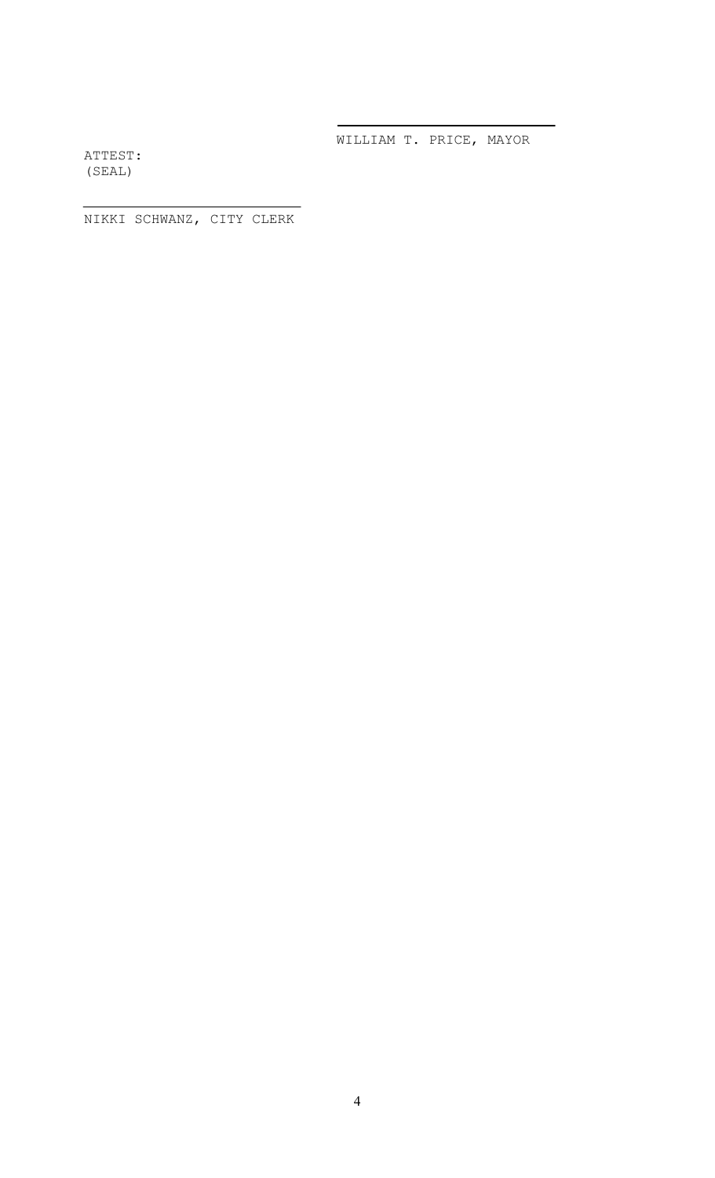\_\_\_\_\_\_\_\_\_\_\_\_\_\_\_\_\_\_\_\_\_\_\_\_\_\_\_\_\_\_\_\_\_\_\_\_\_\_\_\_

WILLIAM T. PRICE, MAYOR

ATTEST:
(SEAL)

\_\_\_\_\_\_\_\_\_\_\_\_\_\_\_\_\_\_\_\_\_\_\_\_\_\_\_\_\_\_\_\_\_\_\_\_\_\_\_\_

NIKKI SCHWANZ, CITY CLERK